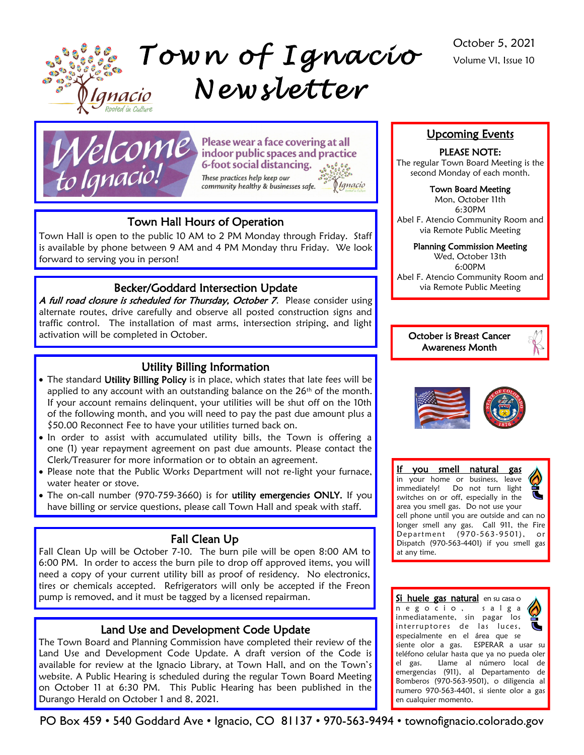# Town of Ignacio Newsletter

October 5, 2021
Volume VI, Issue 10

**Welcome to Ignacio!**

Please wear a face covering at all indoor public spaces and practice 6-foot social distancing.

*These practices help keep our community healthy & businesses safe.*

## Town Hall Hours of Operation

Town Hall is open to the public 10 AM to 2 PM Monday through Friday. Staff is available by phone between 9 AM and 4 PM Monday thru Friday. We look forward to serving you in person!

## Becker/Goddard Intersection Update

*A full road closure is scheduled for Thursday, October 7.* Please consider using alternate routes, drive carefully and observe all posted construction signs and traffic control. The installation of mast arms, intersection striping, and light activation will be completed in October.

## Utility Billing Information

- The standard **Utility Billing Policy** is in place, which states that late fees will be applied to any account with an outstanding balance on the 26th of the month. If your account remains delinquent, your utilities will be shut off on the 10th of the following month, and you will need to pay the past due amount plus a $50.00 Reconnect Fee to have your utilities turned back on.
- In order to assist with accumulated utility bills, the Town is offering a one (1) year repayment agreement on past due amounts. Please contact the Clerk/Treasurer for more information or to obtain an agreement.
- Please note that the Public Works Department will not re-light your furnace, water heater or stove.
- The on-call number (970-759-3660) is for **utility emergencies ONLY.** If you have billing or service questions, please call Town Hall and speak with staff.

## Fall Clean Up

Fall Clean Up will be October 7-10. The burn pile will be open 8:00 AM to 6:00 PM. In order to access the burn pile to drop off approved items, you will need a copy of your current utility bill as proof of residency. No electronics, tires or chemicals accepted. Refrigerators will only be accepted if the Freon pump is removed, and it must be tagged by a licensed repairman.

## Land Use and Development Code Update

The Town Board and Planning Commission have completed their review of the Land Use and Development Code Update. A draft version of the Code is available for review at the Ignacio Library, at Town Hall, and on the Town's website. A Public Hearing is scheduled during the regular Town Board Meeting on October 11 at 6:30 PM. This Public Hearing has been published in the Durango Herald on October 1 and 8, 2021.

## Upcoming Events

**PLEASE NOTE:**
The regular Town Board Meeting is the second Monday of each month.

**Town Board Meeting**
Mon, October 11th
6:30PM
Abel F. Atencio Community Room and via Remote Public Meeting

**Planning Commission Meeting**
Wed, October 13th
6:00PM
Abel F. Atencio Community Room and via Remote Public Meeting

**October is Breast Cancer Awareness Month**

**If you smell natural gas** in your home or business, leave immediately! Do not turn light switches on or off, especially in the area you smell gas. Do not use your cell phone until you are outside and can no longer smell any gas. Call 911, the Fire Department (970-563-9501), or Dispatch (970-563-4401) if you smell gas at any time.

**Si huele gas natural** en su casa o negocio, salga inmediatamente, sin pagar los interruptores de las luces, especialmente en el área que se siente olor a gas. ESPERAR a usar su teléfono celular hasta que ya no pueda oler el gas. Llame al número local de emergencias (911), al Departamento de Bomberos (970-563-9501), o diligencia al numero 970-563-4401, si siente olor a gas en cualquier momento.

PO Box 459 • 540 Goddard Ave • Ignacio, CO 81137 • 970-563-9494 • townofignacio.colorado.gov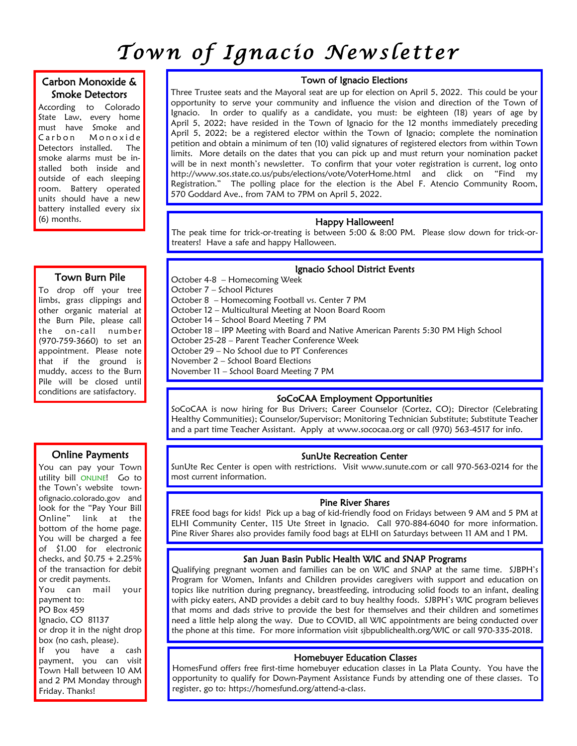# Town of Ignacio Newsletter

## Carbon Monoxide & Smoke Detectors

According to Colorado State Law, every home must have Smoke and Carbon Monoxide Detectors installed. The smoke alarms must be installed both inside and outside of each sleeping room. Battery operated units should have a new battery installed every six (6) months.

## Town Burn Pile

To drop off your tree limbs, grass clippings and other organic material at the Burn Pile, please call the on-call number (970-759-3660) to set an appointment. Please note that if the ground is muddy, access to the Burn Pile will be closed until conditions are satisfactory.

## Online Payments

You can pay your Town utility bill ONLINE! Go to the Town's website townofignacio.colorado.gov and look for the "Pay Your Bill Online" link at the bottom of the home page. You will be charged a fee of $1.00 for electronic checks, and $0.75 + 2.25% of the transaction for debit or credit payments.

You can mail your payment to:
PO Box 459
Ignacio, CO 81137
or drop it in the night drop box (no cash, please).

If you have a cash payment, you can visit Town Hall between 10 AM and 2 PM Monday through Friday. Thanks!

## Town of Ignacio Elections

Three Trustee seats and the Mayoral seat are up for election on April 5, 2022. This could be your opportunity to serve your community and influence the vision and direction of the Town of Ignacio. In order to qualify as a candidate, you must: be eighteen (18) years of age by April 5, 2022; have resided in the Town of Ignacio for the 12 months immediately preceding April 5, 2022; be a registered elector within the Town of Ignacio; complete the nomination petition and obtain a minimum of ten (10) valid signatures of registered electors from within Town limits. More details on the dates that you can pick up and must return your nomination packet will be in next month's newsletter. To confirm that your voter registration is current, log onto http://www.sos.state.co.us/pubs/elections/vote/VoterHome.html and click on "Find my Registration." The polling place for the election is the Abel F. Atencio Community Room, 570 Goddard Ave., from 7AM to 7PM on April 5, 2022.

## Happy Halloween!

The peak time for trick-or-treating is between 5:00 & 8:00 PM. Please slow down for trick-or-treaters! Have a safe and happy Halloween.

## Ignacio School District Events

October 4-8 – Homecoming Week
October 7 – School Pictures
October 8 – Homecoming Football vs. Center 7 PM
October 12 – Multicultural Meeting at Noon Board Room
October 14 – School Board Meeting 7 PM
October 18 – IPP Meeting with Board and Native American Parents 5:30 PM High School
October 25-28 – Parent Teacher Conference Week
October 29 – No School due to PT Conferences
November 2 – School Board Elections
November 11 – School Board Meeting 7 PM

## SoCoCAA Employment Opportunities

SoCoCAA is now hiring for Bus Drivers; Career Counselor (Cortez, CO); Director (Celebrating Healthy Communities); Counselor/Supervisor; Monitoring Technician Substitute; Substitute Teacher and a part time Teacher Assistant. Apply at www.sococaa.org or call (970) 563-4517 for info.

## SunUte Recreation Center

SunUte Rec Center is open with restrictions. Visit www.sunute.com or call 970-563-0214 for the most current information.

## Pine River Shares

FREE food bags for kids! Pick up a bag of kid-friendly food on Fridays between 9 AM and 5 PM at ELHI Community Center, 115 Ute Street in Ignacio. Call 970-884-6040 for more information. Pine River Shares also provides family food bags at ELHI on Saturdays between 11 AM and 1 PM.

## San Juan Basin Public Health WIC and SNAP Programs

Qualifying pregnant women and families can be on WIC and SNAP at the same time. SJBPH's Program for Women, Infants and Children provides caregivers with support and education on topics like nutrition during pregnancy, breastfeeding, introducing solid foods to an infant, dealing with picky eaters, AND provides a debit card to buy healthy foods. SJBPH's WIC program believes that moms and dads strive to provide the best for themselves and their children and sometimes need a little help along the way. Due to COVID, all WIC appointments are being conducted over the phone at this time. For more information visit sjbpublichealth.org/WIC or call 970-335-2018.

## Homebuyer Education Classes

HomesFund offers free first-time homebuyer education classes in La Plata County. You have the opportunity to qualify for Down-Payment Assistance Funds by attending one of these classes. To register, go to: https://homesfund.org/attend-a-class.